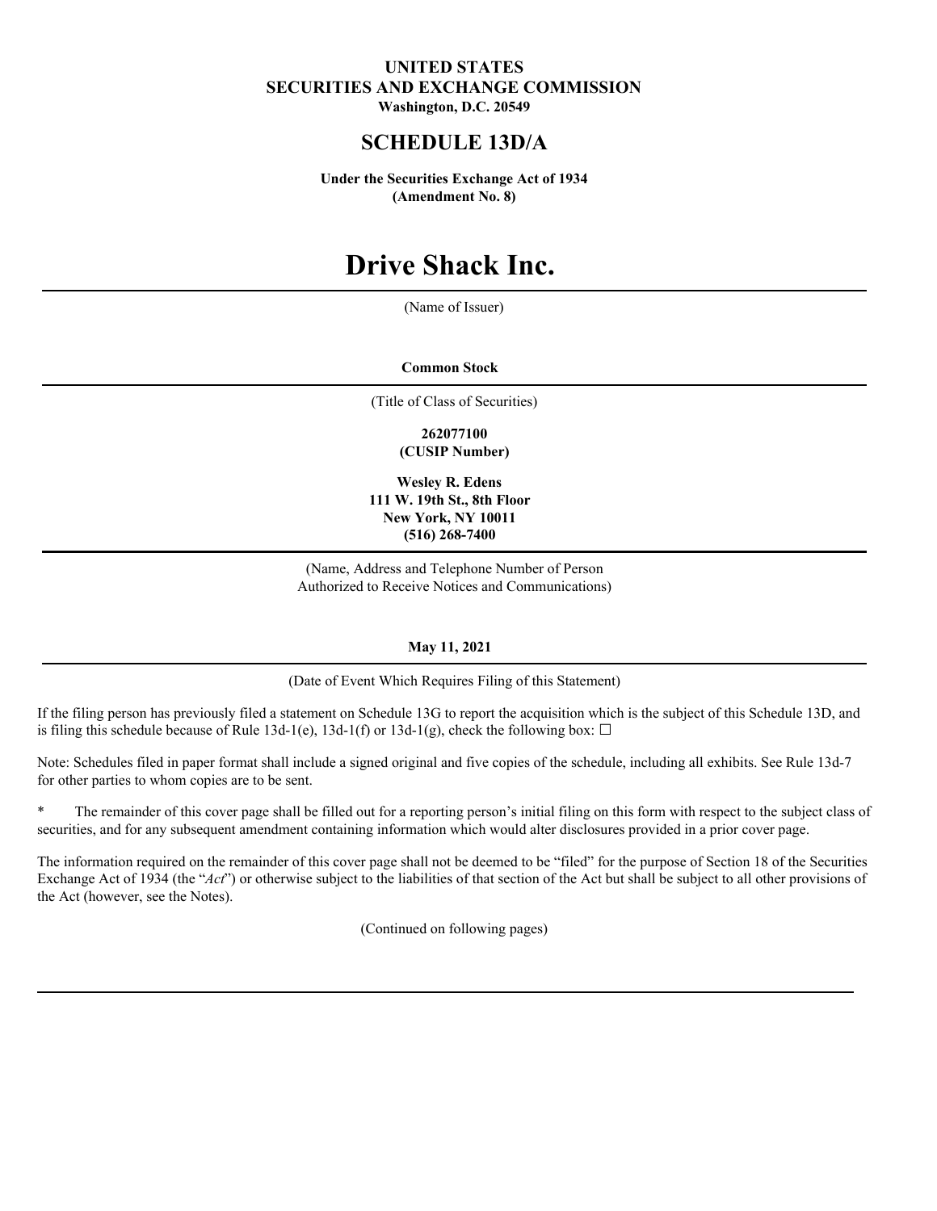**UNITED STATES**
**SECURITIES AND EXCHANGE COMMISSION**
**Washington, D.C. 20549**

## SCHEDULE 13D/A

**Under the Securities Exchange Act of 1934**
**(Amendment No. 8)**

# Drive Shack Inc.

(Name of Issuer)

**Common Stock**

(Title of Class of Securities)

**262077100**
**(CUSIP Number)**

**Wesley R. Edens**
**111 W. 19th St., 8th Floor**
**New York, NY 10011**
**(516) 268-7400**

(Name, Address and Telephone Number of Person Authorized to Receive Notices and Communications)

**May 11, 2021**

(Date of Event Which Requires Filing of this Statement)

If the filing person has previously filed a statement on Schedule 13G to report the acquisition which is the subject of this Schedule 13D, and is filing this schedule because of Rule 13d-1(e), 13d-1(f) or 13d-1(g), check the following box: ☐

Note: Schedules filed in paper format shall include a signed original and five copies of the schedule, including all exhibits. See Rule 13d-7 for other parties to whom copies are to be sent.

* The remainder of this cover page shall be filled out for a reporting person's initial filing on this form with respect to the subject class of securities, and for any subsequent amendment containing information which would alter disclosures provided in a prior cover page.

The information required on the remainder of this cover page shall not be deemed to be "filed" for the purpose of Section 18 of the Securities Exchange Act of 1934 (the "*Act*") or otherwise subject to the liabilities of that section of the Act but shall be subject to all other provisions of the Act (however, see the Notes).

(Continued on following pages)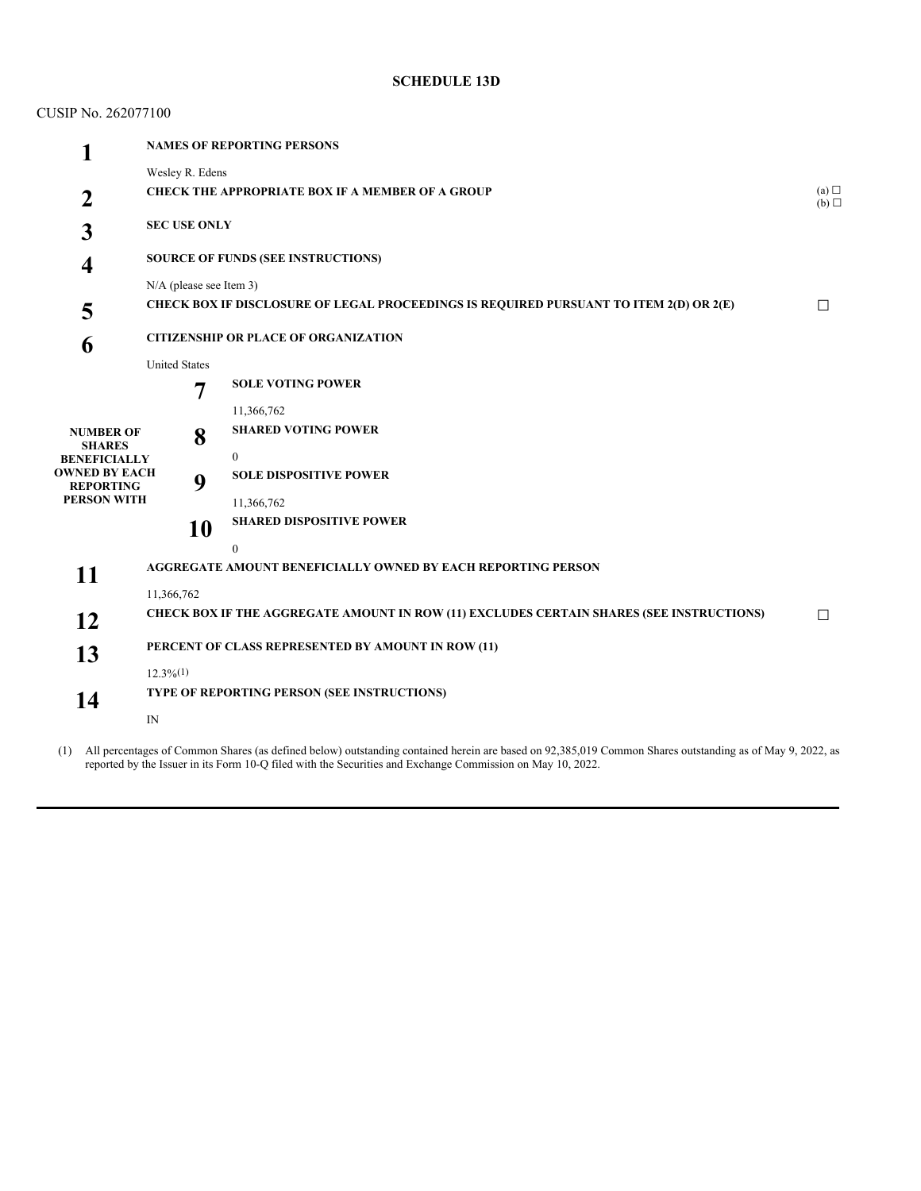## SCHEDULE 13D

CUSIP No. 262077100

| | | |
|---|---|---|
| 1 | **NAMES OF REPORTING PERSONS**<br><br>Wesley R. Edens | |
| 2 | **CHECK THE APPROPRIATE BOX IF A MEMBER OF A GROUP** | (a) ☐<br>(b) ☐ |
| 3 | **SEC USE ONLY** | |
| 4 | **SOURCE OF FUNDS (SEE INSTRUCTIONS)**<br><br>N/A (please see Item 3) | |
| 5 | **CHECK BOX IF DISCLOSURE OF LEGAL PROCEEDINGS IS REQUIRED PURSUANT TO ITEM 2(D) OR 2(E)** | ☐ |
| 6 | **CITIZENSHIP OR PLACE OF ORGANIZATION**<br><br>United States | |

| | | |
|---|---|---|
| **NUMBER OF SHARES BENEFICIALLY OWNED BY EACH REPORTING PERSON WITH** | 7 | **SOLE VOTING POWER**<br><br>11,366,762 |
| | 8 | **SHARED VOTING POWER**<br><br>0 |
| | 9 | **SOLE DISPOSITIVE POWER**<br><br>11,366,762 |
| | 10 | **SHARED DISPOSITIVE POWER**<br><br>0 |

| | | |
|---|---|---|
| 11 | **AGGREGATE AMOUNT BENEFICIALLY OWNED BY EACH REPORTING PERSON**<br><br>11,366,762 | |
| 12 | **CHECK BOX IF THE AGGREGATE AMOUNT IN ROW (11) EXCLUDES CERTAIN SHARES (SEE INSTRUCTIONS)** | ☐ |
| 13 | **PERCENT OF CLASS REPRESENTED BY AMOUNT IN ROW (11)**<br><br>12.3%(1) | |
| 14 | **TYPE OF REPORTING PERSON (SEE INSTRUCTIONS)**<br><br>IN | |

(1) All percentages of Common Shares (as defined below) outstanding contained herein are based on 92,385,019 Common Shares outstanding as of May 9, 2022, as reported by the Issuer in its Form 10-Q filed with the Securities and Exchange Commission on May 10, 2022.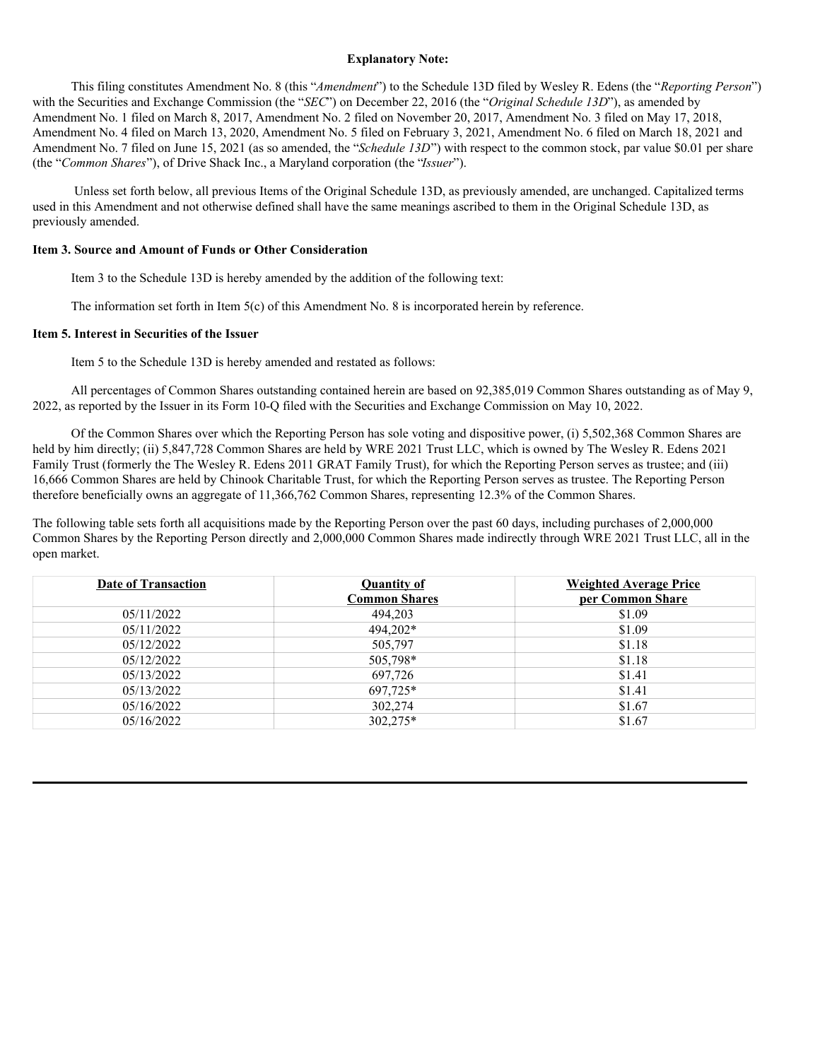**Explanatory Note:**

This filing constitutes Amendment No. 8 (this "*Amendment*") to the Schedule 13D filed by Wesley R. Edens (the "*Reporting Person*") with the Securities and Exchange Commission (the "*SEC*") on December 22, 2016 (the "*Original Schedule 13D*"), as amended by Amendment No. 1 filed on March 8, 2017, Amendment No. 2 filed on November 20, 2017, Amendment No. 3 filed on May 17, 2018, Amendment No. 4 filed on March 13, 2020, Amendment No. 5 filed on February 3, 2021, Amendment No. 6 filed on March 18, 2021 and Amendment No. 7 filed on June 15, 2021 (as so amended, the "*Schedule 13D*") with respect to the common stock, par value $0.01 per share (the "*Common Shares*"), of Drive Shack Inc., a Maryland corporation (the "*Issuer*").

Unless set forth below, all previous Items of the Original Schedule 13D, as previously amended, are unchanged. Capitalized terms used in this Amendment and not otherwise defined shall have the same meanings ascribed to them in the Original Schedule 13D, as previously amended.

**Item 3. Source and Amount of Funds or Other Consideration**

Item 3 to the Schedule 13D is hereby amended by the addition of the following text:

The information set forth in Item 5(c) of this Amendment No. 8 is incorporated herein by reference.

**Item 5. Interest in Securities of the Issuer**

Item 5 to the Schedule 13D is hereby amended and restated as follows:

All percentages of Common Shares outstanding contained herein are based on 92,385,019 Common Shares outstanding as of May 9, 2022, as reported by the Issuer in its Form 10-Q filed with the Securities and Exchange Commission on May 10, 2022.

Of the Common Shares over which the Reporting Person has sole voting and dispositive power, (i) 5,502,368 Common Shares are held by him directly; (ii) 5,847,728 Common Shares are held by WRE 2021 Trust LLC, which is owned by The Wesley R. Edens 2021 Family Trust (formerly the The Wesley R. Edens 2011 GRAT Family Trust), for which the Reporting Person serves as trustee; and (iii) 16,666 Common Shares are held by Chinook Charitable Trust, for which the Reporting Person serves as trustee. The Reporting Person therefore beneficially owns an aggregate of 11,366,762 Common Shares, representing 12.3% of the Common Shares.

The following table sets forth all acquisitions made by the Reporting Person over the past 60 days, including purchases of 2,000,000 Common Shares by the Reporting Person directly and 2,000,000 Common Shares made indirectly through WRE 2021 Trust LLC, all in the open market.

| Date of Transaction | Quantity of Common Shares | Weighted Average Price per Common Share |
|---|---|---|
| 05/11/2022 | 494,203 | $1.09 |
| 05/11/2022 | 494,202* | $1.09 |
| 05/12/2022 | 505,797 | $1.18 |
| 05/12/2022 | 505,798* | $1.18 |
| 05/13/2022 | 697,726 | $1.41 |
| 05/13/2022 | 697,725* | $1.41 |
| 05/16/2022 | 302,274 | $1.67 |
| 05/16/2022 | 302,275* | $1.67 |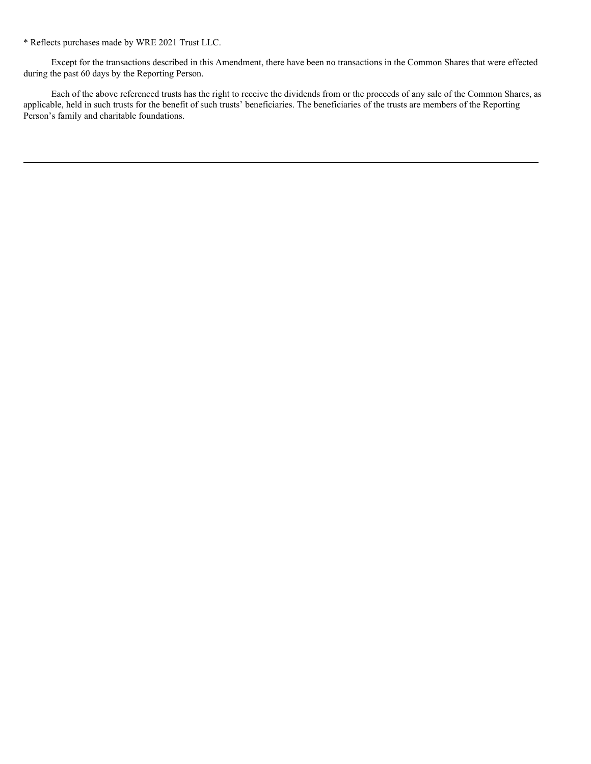* Reflects purchases made by WRE 2021 Trust LLC.

Except for the transactions described in this Amendment, there have been no transactions in the Common Shares that were effected during the past 60 days by the Reporting Person.

Each of the above referenced trusts has the right to receive the dividends from or the proceeds of any sale of the Common Shares, as applicable, held in such trusts for the benefit of such trusts' beneficiaries. The beneficiaries of the trusts are members of the Reporting Person's family and charitable foundations.

---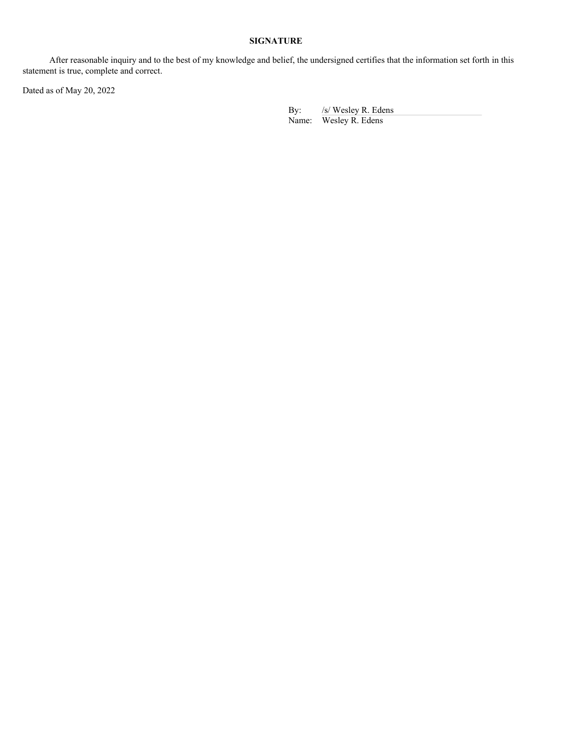**SIGNATURE**

After reasonable inquiry and to the best of my knowledge and belief, the undersigned certifies that the information set forth in this statement is true, complete and correct.

Dated as of May 20, 2022

By: /s/ Wesley R. Edens
Name: Wesley R. Edens